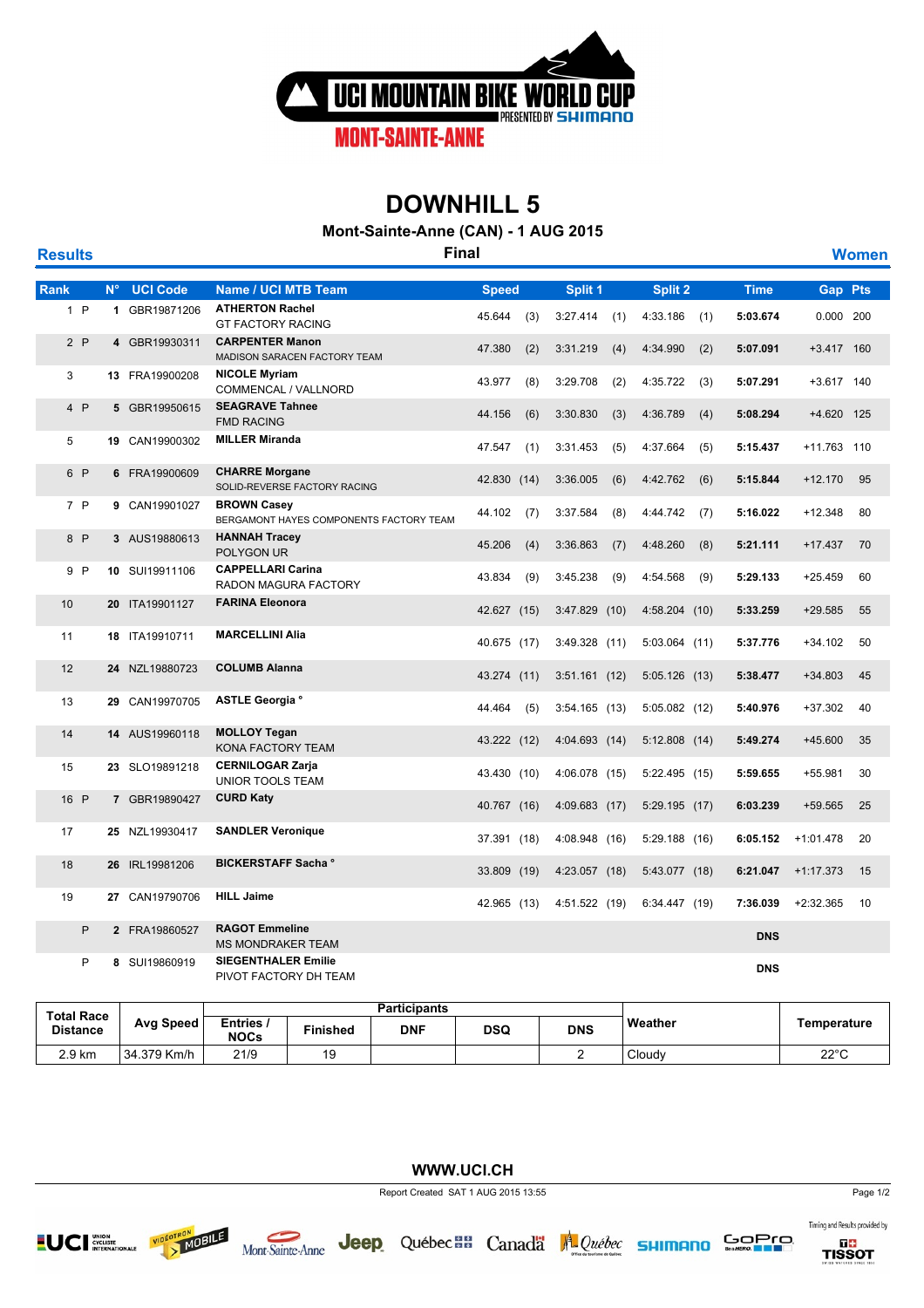UCI MOUNTAIN BIKE WORLD CUP PRESENTED BY SHIMANO

MONT-SAINTE-ANNE

# DOWNHILL 5

## Mont-Sainte-Anne (CAN) - 1 AUG 2015

**Results** — **Final** — **Women**

| Rank | N° | UCI Code | Name / UCI MTB Team | Speed | | Split 1 | | Split 2 | | Time | Gap | Pts |
|---|---|---|---|---|---|---|---|---|---|---|---|---|
| 1 P | 1 | GBR19871206 | **ATHERTON Rachel** GT FACTORY RACING | 45.644 | (3) | 3:27.414 | (1) | 4:33.186 | (1) | **5:03.674** | 0.000 | 200 |
| 2 P | 4 | GBR19930311 | **CARPENTER Manon** MADISON SARACEN FACTORY TEAM | 47.380 | (2) | 3:31.219 | (4) | 4:34.990 | (2) | **5:07.091** | +3.417 | 160 |
| 3 | 13 | FRA19900208 | **NICOLE Myriam** COMMENCAL / VALLNORD | 43.977 | (8) | 3:29.708 | (2) | 4:35.722 | (3) | **5:07.291** | +3.617 | 140 |
| 4 P | 5 | GBR19950615 | **SEAGRAVE Tahnee** FMD RACING | 44.156 | (6) | 3:30.830 | (3) | 4:36.789 | (4) | **5:08.294** | +4.620 | 125 |
| 5 | 19 | CAN19900302 | **MILLER Miranda** | 47.547 | (1) | 3:31.453 | (5) | 4:37.664 | (5) | **5:15.437** | +11.763 | 110 |
| 6 P | 6 | FRA19900609 | **CHARRE Morgane** SOLID-REVERSE FACTORY RACING | 42.830 | (14) | 3:36.005 | (6) | 4:42.762 | (6) | **5:15.844** | +12.170 | 95 |
| 7 P | 9 | CAN19901027 | **BROWN Casey** BERGAMONT HAYES COMPONENTS FACTORY TEAM | 44.102 | (7) | 3:37.584 | (8) | 4:44.742 | (7) | **5:16.022** | +12.348 | 80 |
| 8 P | 3 | AUS19880613 | **HANNAH Tracey** POLYGON UR | 45.206 | (4) | 3:36.863 | (7) | 4:48.260 | (8) | **5:21.111** | +17.437 | 70 |
| 9 P | 10 | SUI19911106 | **CAPPELLARI Carina** RADON MAGURA FACTORY | 43.834 | (9) | 3:45.238 | (9) | 4:54.568 | (9) | **5:29.133** | +25.459 | 60 |
| 10 | 20 | ITA19901127 | **FARINA Eleonora** | 42.627 | (15) | 3:47.829 | (10) | 4:58.204 | (10) | **5:33.259** | +29.585 | 55 |
| 11 | 18 | ITA19910711 | **MARCELLINI Alia** | 40.675 | (17) | 3:49.328 | (11) | 5:03.064 | (11) | **5:37.776** | +34.102 | 50 |
| 12 | 24 | NZL19880723 | **COLUMB Alanna** | 43.274 | (11) | 3:51.161 | (12) | 5:05.126 | (13) | **5:38.477** | +34.803 | 45 |
| 13 | 29 | CAN19970705 | **ASTLE Georgia °** | 44.464 | (5) | 3:54.165 | (13) | 5:05.082 | (12) | **5:40.976** | +37.302 | 40 |
| 14 | 14 | AUS19960118 | **MOLLOY Tegan** KONA FACTORY TEAM | 43.222 | (12) | 4:04.693 | (14) | 5:12.808 | (14) | **5:49.274** | +45.600 | 35 |
| 15 | 23 | SLO19891218 | **CERNILOGAR Zarja** UNIOR TOOLS TEAM | 43.430 | (10) | 4:06.078 | (15) | 5:22.495 | (15) | **5:59.655** | +55.981 | 30 |
| 16 P | 7 | GBR19890427 | **CURD Katy** | 40.767 | (16) | 4:09.683 | (17) | 5:29.195 | (17) | **6:03.239** | +59.565 | 25 |
| 17 | 25 | NZL19930417 | **SANDLER Veronique** | 37.391 | (18) | 4:08.948 | (16) | 5:29.188 | (16) | **6:05.152** | +1:01.478 | 20 |
| 18 | 26 | IRL19981206 | **BICKERSTAFF Sacha °** | 33.809 | (19) | 4:23.057 | (18) | 5:43.077 | (18) | **6:21.047** | +1:17.373 | 15 |
| 19 | 27 | CAN19790706 | **HILL Jaime** | 42.965 | (13) | 4:51.522 | (19) | 6:34.447 | (19) | **7:36.039** | +2:32.365 | 10 |
| P | 2 | FRA19860527 | **RAGOT Emmeline** MS MONDRAKER TEAM | | | | | | | **DNS** | | |
| P | 8 | SUI19860919 | **SIEGENTHALER Emilie** PIVOT FACTORY DH TEAM | | | | | | | **DNS** | | |

| Total Race Distance | Avg Speed | Participants | | | | | Weather | Temperature |
|---|---|---|---|---|---|---|---|---|
| | | Entries / NOCs | Finished | DNF | DSQ | DNS | | |
| 2.9 km | 34.379 Km/h | 21/9 | 19 | | | 2 | Cloudy | 22°C |

WWW.UCI.CH

Report Created SAT 1 AUG 2015 13:55

Timing and Results provided by TISSOT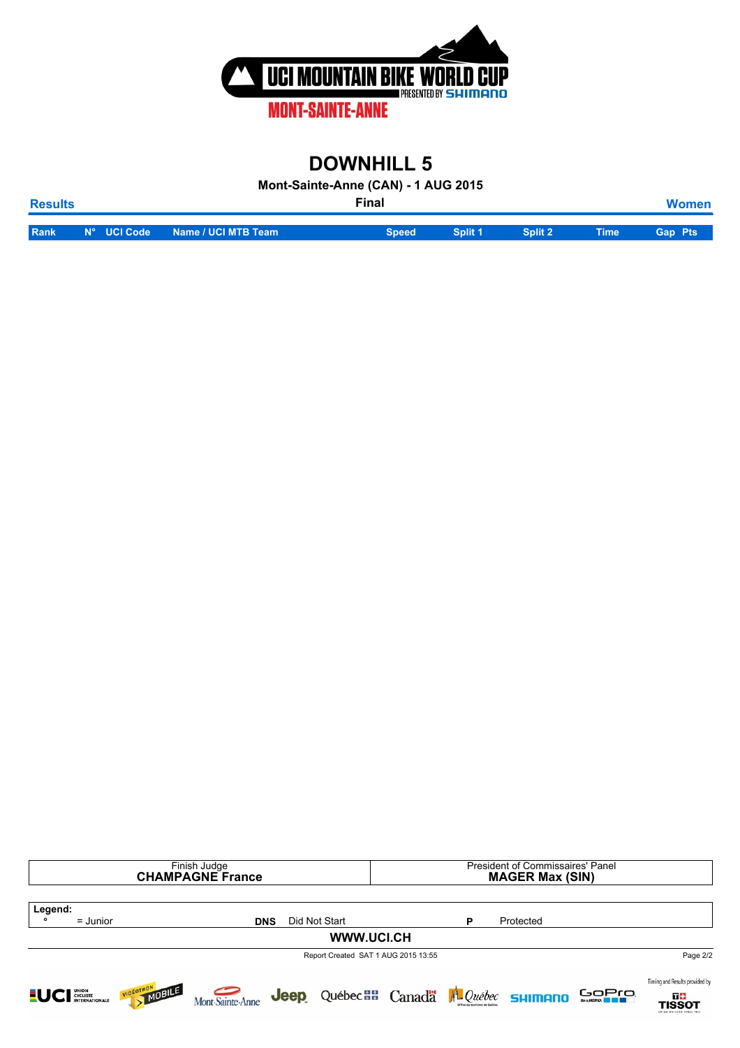# DOWNHILL 5

**Mont-Sainte-Anne (CAN) - 1 AUG 2015**

**Results** | **Final** | **Women**

| Rank | N° | UCI Code | Name / UCI MTB Team | Speed | Split 1 | Split 2 | Time | Gap | Pts |
|---|---|---|---|---|---|---|---|---|---|

| Finish Judge | President of Commissaires' Panel |
|---|---|
| **CHAMPAGNE France** | **MAGER Max (SIN)** |

**Legend:**

| | | | | | |
|---|---|---|---|---|---|
| ° | = Junior | **DNS** | Did Not Start | **P** | Protected |

**WWW.UCI.CH**

Report Created SAT 1 AUG 2015 13:55

Timing and Results provided by TISSOT